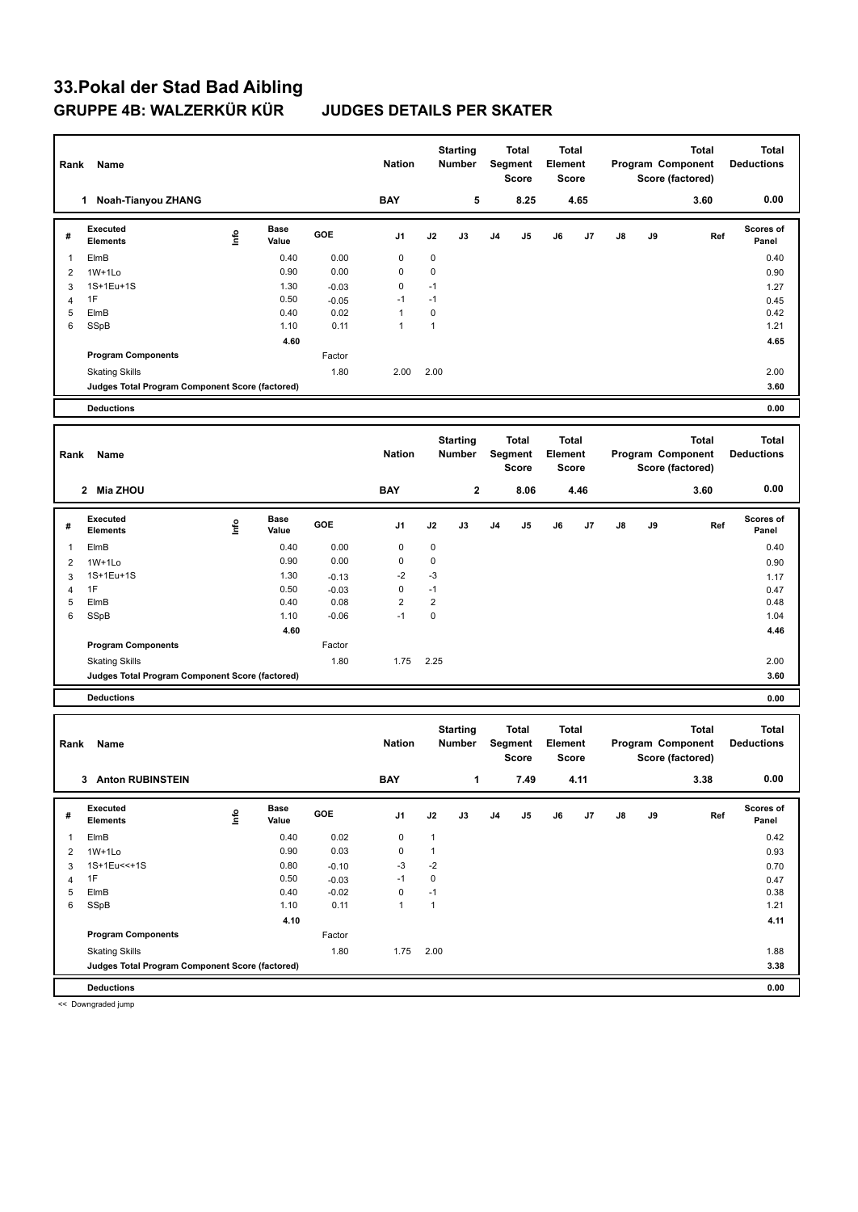# 33.Pokal der Stad Bad Aibling

## GRUPPE 4B: WALZERKÜR KÜR JUDGES DETAILS PER SKATER

| Rank | Name | Nation | Starting Number | Total Segment Score | Total Element Score | Total Program Component Score (factored) | Total Deductions |
|---|---|---|---|---|---|---|---|
| 1 | Noah-Tianyou ZHANG | BAY | 5 | 8.25 | 4.65 | 3.60 | 0.00 |

| # | Executed Elements | Info | Base Value | GOE | J1 | J2 | J3 | J4 | J5 | J6 | J7 | J8 | J9 | Ref | Scores of Panel |
|---|---|---|---|---|---|---|---|---|---|---|---|---|---|---|---|
| 1 | ElmB | | 0.40 | 0.00 | 0 | 0 | | | | | | | | | 0.40 |
| 2 | 1W+1Lo | | 0.90 | 0.00 | 0 | 0 | | | | | | | | | 0.90 |
| 3 | 1S+1Eu+1S | | 1.30 | -0.03 | 0 | -1 | | | | | | | | | 1.27 |
| 4 | 1F | | 0.50 | -0.05 | -1 | -1 | | | | | | | | | 0.45 |
| 5 | ElmB | | 0.40 | 0.02 | 1 | 0 | | | | | | | | | 0.42 |
| 6 | SSpB | | 1.10 | 0.11 | 1 | 1 | | | | | | | | | 1.21 |
| | | | 4.60 | | | | | | | | | | | | 4.65 |
| | Program Components | | | Factor | | | | | | | | | | | |
| | Skating Skills | | | 1.80 | 2.00 | 2.00 | | | | | | | | | 2.00 |
| | Judges Total Program Component Score (factored) | | | | | | | | | | | | | | 3.60 |
| | Deductions | | | | | | | | | | | | | | 0.00 |

| Rank | Name | Nation | Starting Number | Total Segment Score | Total Element Score | Total Program Component Score (factored) | Total Deductions |
|---|---|---|---|---|---|---|---|
| 2 | Mia ZHOU | BAY | 2 | 8.06 | 4.46 | 3.60 | 0.00 |

| # | Executed Elements | Info | Base Value | GOE | J1 | J2 | J3 | J4 | J5 | J6 | J7 | J8 | J9 | Ref | Scores of Panel |
|---|---|---|---|---|---|---|---|---|---|---|---|---|---|---|---|
| 1 | ElmB | | 0.40 | 0.00 | 0 | 0 | | | | | | | | | 0.40 |
| 2 | 1W+1Lo | | 0.90 | 0.00 | 0 | 0 | | | | | | | | | 0.90 |
| 3 | 1S+1Eu+1S | | 1.30 | -0.13 | -2 | -3 | | | | | | | | | 1.17 |
| 4 | 1F | | 0.50 | -0.03 | 0 | -1 | | | | | | | | | 0.47 |
| 5 | ElmB | | 0.40 | 0.08 | 2 | 2 | | | | | | | | | 0.48 |
| 6 | SSpB | | 1.10 | -0.06 | -1 | 0 | | | | | | | | | 1.04 |
| | | | 4.60 | | | | | | | | | | | | 4.46 |
| | Program Components | | | Factor | | | | | | | | | | | |
| | Skating Skills | | | 1.80 | 1.75 | 2.25 | | | | | | | | | 2.00 |
| | Judges Total Program Component Score (factored) | | | | | | | | | | | | | | 3.60 |
| | Deductions | | | | | | | | | | | | | | 0.00 |

| Rank | Name | Nation | Starting Number | Total Segment Score | Total Element Score | Total Program Component Score (factored) | Total Deductions |
|---|---|---|---|---|---|---|---|
| 3 | Anton RUBINSTEIN | BAY | 1 | 7.49 | 4.11 | 3.38 | 0.00 |

| # | Executed Elements | Info | Base Value | GOE | J1 | J2 | J3 | J4 | J5 | J6 | J7 | J8 | J9 | Ref | Scores of Panel |
|---|---|---|---|---|---|---|---|---|---|---|---|---|---|---|---|
| 1 | ElmB | | 0.40 | 0.02 | 0 | 1 | | | | | | | | | 0.42 |
| 2 | 1W+1Lo | | 0.90 | 0.03 | 0 | 1 | | | | | | | | | 0.93 |
| 3 | 1S+1Eu<<+1S | | 0.80 | -0.10 | -3 | -2 | | | | | | | | | 0.70 |
| 4 | 1F | | 0.50 | -0.03 | -1 | 0 | | | | | | | | | 0.47 |
| 5 | ElmB | | 0.40 | -0.02 | 0 | -1 | | | | | | | | | 0.38 |
| 6 | SSpB | | 1.10 | 0.11 | 1 | 1 | | | | | | | | | 1.21 |
| | | | 4.10 | | | | | | | | | | | | 4.11 |
| | Program Components | | | Factor | | | | | | | | | | | |
| | Skating Skills | | | 1.80 | 1.75 | 2.00 | | | | | | | | | 1.88 |
| | Judges Total Program Component Score (factored) | | | | | | | | | | | | | | 3.38 |
| | Deductions | | | | | | | | | | | | | | 0.00 |

<< Downgraded jump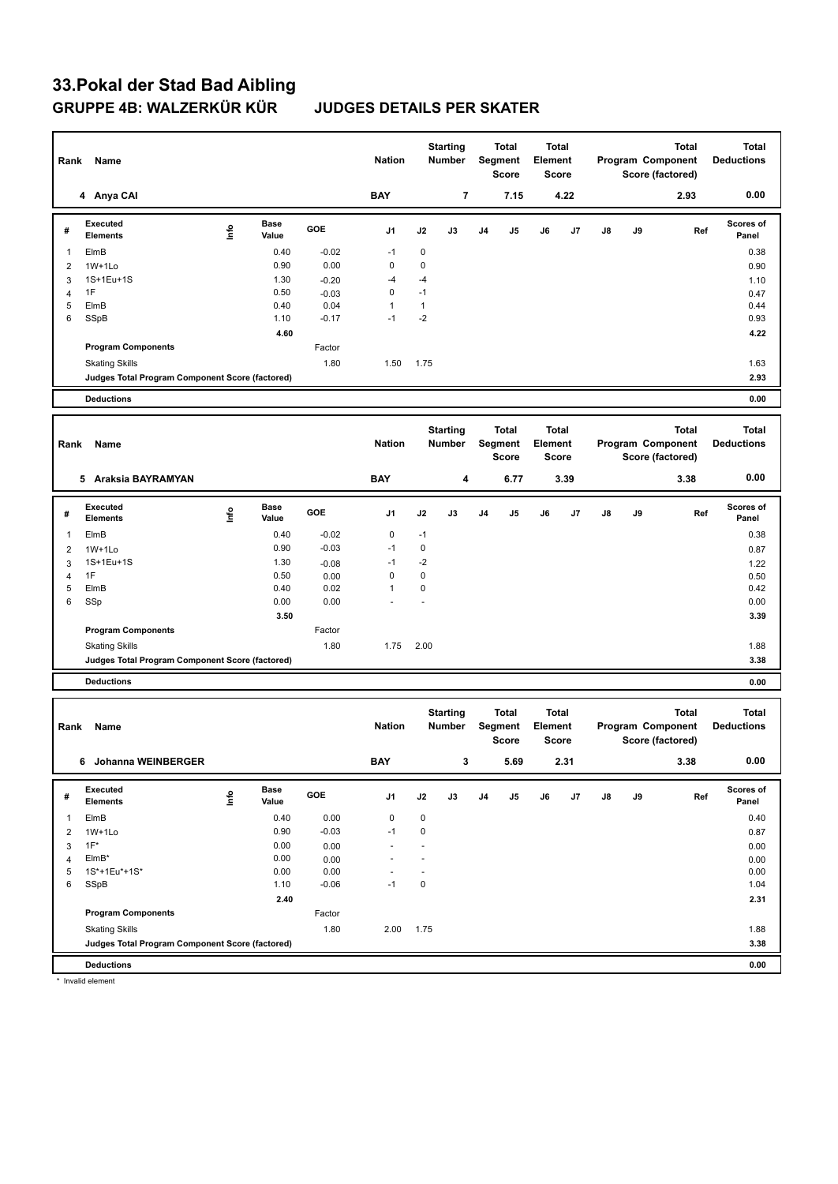# 33.Pokal der Stad Bad Aibling

## GRUPPE 4B: WALZERKÜR KÜR JUDGES DETAILS PER SKATER

| Rank | Name | Nation | Starting Number | Total Segment Score | Total Element Score | Total Program Component Score (factored) | Total Deductions |
|---|---|---|---|---|---|---|---|
| 4 | Anya CAI | BAY | 7 | 7.15 | 4.22 | 2.93 | 0.00 |

| # | Executed Elements | Info | Base Value | GOE | J1 | J2 | J3 | J4 | J5 | J6 | J7 | J8 | J9 | Ref | Scores of Panel |
|---|---|---|---|---|---|---|---|---|---|---|---|---|---|---|---|
| 1 | ElmB | | 0.40 | -0.02 | -1 | 0 | | | | | | | | | 0.38 |
| 2 | 1W+1Lo | | 0.90 | 0.00 | 0 | 0 | | | | | | | | | 0.90 |
| 3 | 1S+1Eu+1S | | 1.30 | -0.20 | -4 | -4 | | | | | | | | | 1.10 |
| 4 | 1F | | 0.50 | -0.03 | 0 | -1 | | | | | | | | | 0.47 |
| 5 | ElmB | | 0.40 | 0.04 | 1 | 1 | | | | | | | | | 0.44 |
| 6 | SSpB | | 1.10 | -0.17 | -1 | -2 | | | | | | | | | 0.93 |
| | | | 4.60 | | | | | | | | | | | | 4.22 |
| | Program Components | | | Factor | | | | | | | | | | | |
| | Skating Skills | | | 1.80 | 1.50 | 1.75 | | | | | | | | | 1.63 |
| | Judges Total Program Component Score (factored) | | | | | | | | | | | | | | 2.93 |
| | Deductions | | | | | | | | | | | | | | 0.00 |

| Rank | Name | Nation | Starting Number | Total Segment Score | Total Element Score | Total Program Component Score (factored) | Total Deductions |
|---|---|---|---|---|---|---|---|
| 5 | Araksia BAYRAMYAN | BAY | 4 | 6.77 | 3.39 | 3.38 | 0.00 |

| # | Executed Elements | Info | Base Value | GOE | J1 | J2 | J3 | J4 | J5 | J6 | J7 | J8 | J9 | Ref | Scores of Panel |
|---|---|---|---|---|---|---|---|---|---|---|---|---|---|---|---|
| 1 | ElmB | | 0.40 | -0.02 | 0 | -1 | | | | | | | | | 0.38 |
| 2 | 1W+1Lo | | 0.90 | -0.03 | -1 | 0 | | | | | | | | | 0.87 |
| 3 | 1S+1Eu+1S | | 1.30 | -0.08 | -1 | -2 | | | | | | | | | 1.22 |
| 4 | 1F | | 0.50 | 0.00 | 0 | 0 | | | | | | | | | 0.50 |
| 5 | ElmB | | 0.40 | 0.02 | 1 | 0 | | | | | | | | | 0.42 |
| 6 | SSp | | 0.00 | 0.00 | - | - | | | | | | | | | 0.00 |
| | | | 3.50 | | | | | | | | | | | | 3.39 |
| | Program Components | | | Factor | | | | | | | | | | | |
| | Skating Skills | | | 1.80 | 1.75 | 2.00 | | | | | | | | | 1.88 |
| | Judges Total Program Component Score (factored) | | | | | | | | | | | | | | 3.38 |
| | Deductions | | | | | | | | | | | | | | 0.00 |

| Rank | Name | Nation | Starting Number | Total Segment Score | Total Element Score | Total Program Component Score (factored) | Total Deductions |
|---|---|---|---|---|---|---|---|
| 6 | Johanna WEINBERGER | BAY | 3 | 5.69 | 2.31 | 3.38 | 0.00 |

| # | Executed Elements | Info | Base Value | GOE | J1 | J2 | J3 | J4 | J5 | J6 | J7 | J8 | J9 | Ref | Scores of Panel |
|---|---|---|---|---|---|---|---|---|---|---|---|---|---|---|---|
| 1 | ElmB | | 0.40 | 0.00 | 0 | 0 | | | | | | | | | 0.40 |
| 2 | 1W+1Lo | | 0.90 | -0.03 | -1 | 0 | | | | | | | | | 0.87 |
| 3 | 1F* | | 0.00 | 0.00 | - | - | | | | | | | | | 0.00 |
| 4 | ElmB* | | 0.00 | 0.00 | - | - | | | | | | | | | 0.00 |
| 5 | 1S*+1Eu*+1S* | | 0.00 | 0.00 | - | - | | | | | | | | | 0.00 |
| 6 | SSpB | | 1.10 | -0.06 | -1 | 0 | | | | | | | | | 1.04 |
| | | | 2.40 | | | | | | | | | | | | 2.31 |
| | Program Components | | | Factor | | | | | | | | | | | |
| | Skating Skills | | | 1.80 | 2.00 | 1.75 | | | | | | | | | 1.88 |
| | Judges Total Program Component Score (factored) | | | | | | | | | | | | | | 3.38 |
| | Deductions | | | | | | | | | | | | | | 0.00 |

* Invalid element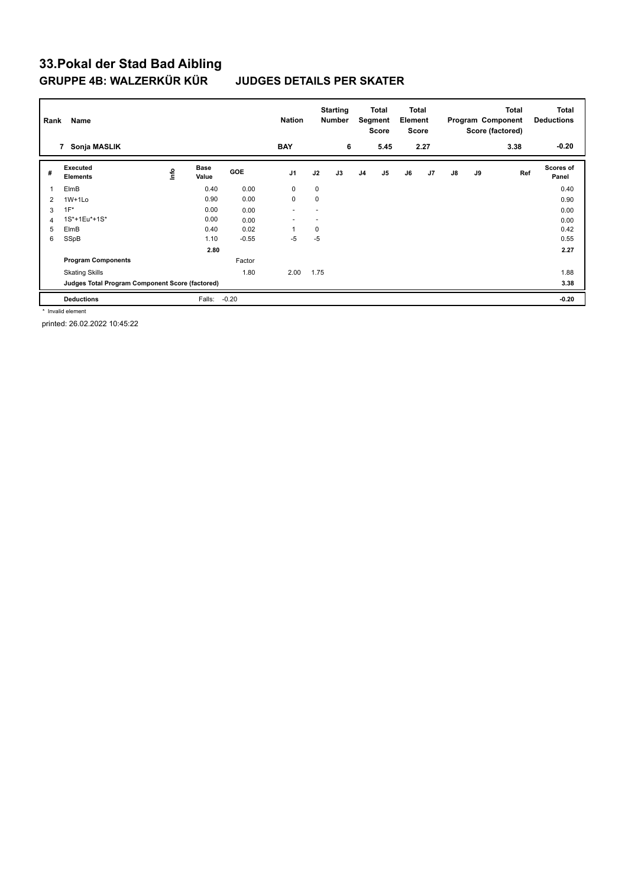# 33.Pokal der Stad Bad Aibling

## GRUPPE 4B: WALZERKÜR KÜR JUDGES DETAILS PER SKATER

| Rank | Name | Nation | Starting Number | Total Segment Score | Total Element Score | Total Program Component Score (factored) | Total Deductions |
|---|---|---|---|---|---|---|---|
| 7 | Sonja MASLIK | BAY | 6 | 5.45 | 2.27 | 3.38 | -0.20 |

| # | Executed Elements | Info | Base Value | GOE | J1 | J2 | J3 | J4 | J5 | J6 | J7 | J8 | J9 | Ref | Scores of Panel |
|---|---|---|---|---|---|---|---|---|---|---|---|---|---|---|---|
| 1 | ElmB | | 0.40 | 0.00 | 0 | 0 | | | | | | | | | 0.40 |
| 2 | 1W+1Lo | | 0.90 | 0.00 | 0 | 0 | | | | | | | | | 0.90 |
| 3 | 1F* | | 0.00 | 0.00 | - | - | | | | | | | | | 0.00 |
| 4 | 1S*+1Eu*+1S* | | 0.00 | 0.00 | - | - | | | | | | | | | 0.00 |
| 5 | ElmB | | 0.40 | 0.02 | 1 | 0 | | | | | | | | | 0.42 |
| 6 | SSpB | | 1.10 | -0.55 | -5 | -5 | | | | | | | | | 0.55 |
| | | | 2.80 | | | | | | | | | | | | 2.27 |
| | **Program Components** | | | Factor | | | | | | | | | | | |
| | Skating Skills | | | 1.80 | 2.00 | 1.75 | | | | | | | | | 1.88 |
| | **Judges Total Program Component Score (factored)** | | | | | | | | | | | | | | 3.38 |
| | **Deductions** | | Falls: | -0.20 | | | | | | | | | | | -0.20 |

\* Invalid element

printed: 26.02.2022 10:45:22